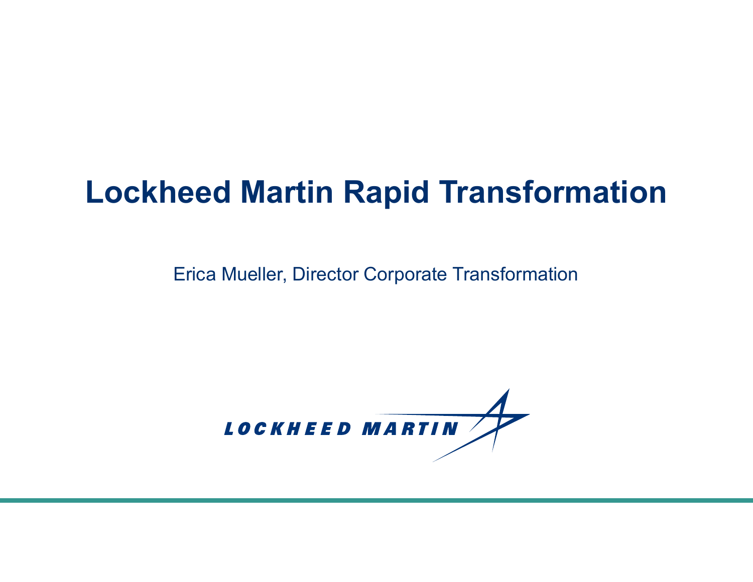# Lockheed Martin Rapid Transformation

Erica Mueller, Director Corporate Transformation

LOCKHEED MARTIN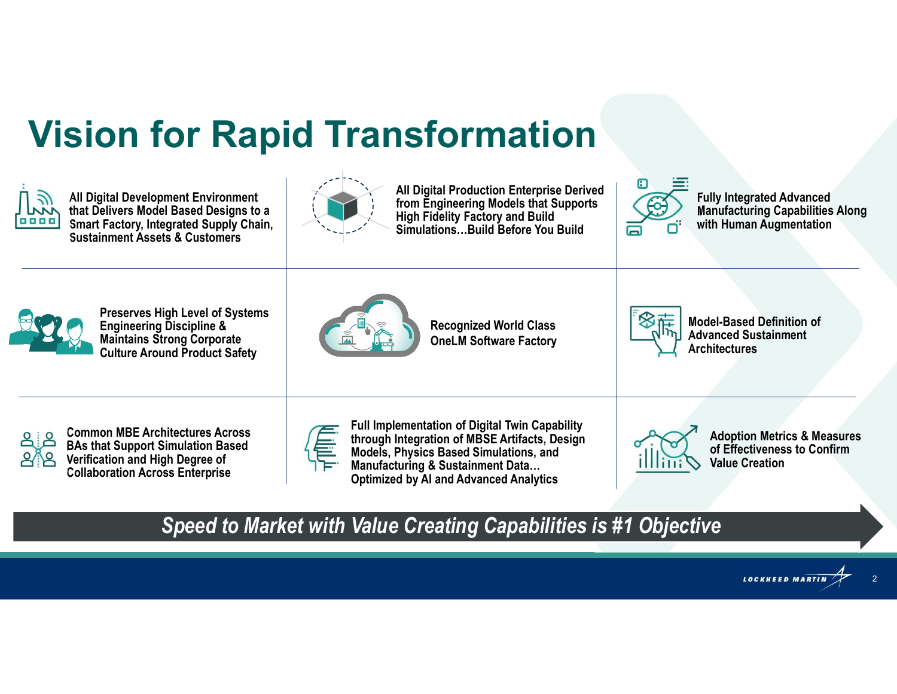# Vision for Rapid Transformation

All Digital Development Environment that Delivers Model Based Designs to a Smart Factory, Integrated Supply Chain, Sustainment Assets & Customers

All Digital Production Enterprise Derived from Engineering Models that Supports High Fidelity Factory and Build Simulations…Build Before You Build

Fully Integrated Advanced Manufacturing Capabilities Along with Human Augmentation

Preserves High Level of Systems Engineering Discipline & Maintains Strong Corporate Culture Around Product Safety

Recognized World Class OneLM Software Factory

Model-Based Definition of Advanced Sustainment Architectures

Common MBE Architectures Across BAs that Support Simulation Based Verification and High Degree of Collaboration Across Enterprise

Full Implementation of Digital Twin Capability through Integration of MBSE Artifacts, Design Models, Physics Based Simulations, and Manufacturing & Sustainment Data… Optimized by AI and Advanced Analytics

Adoption Metrics & Measures of Effectiveness to Confirm Value Creation

***Speed to Market with Value Creating Capabilities is #1 Objective***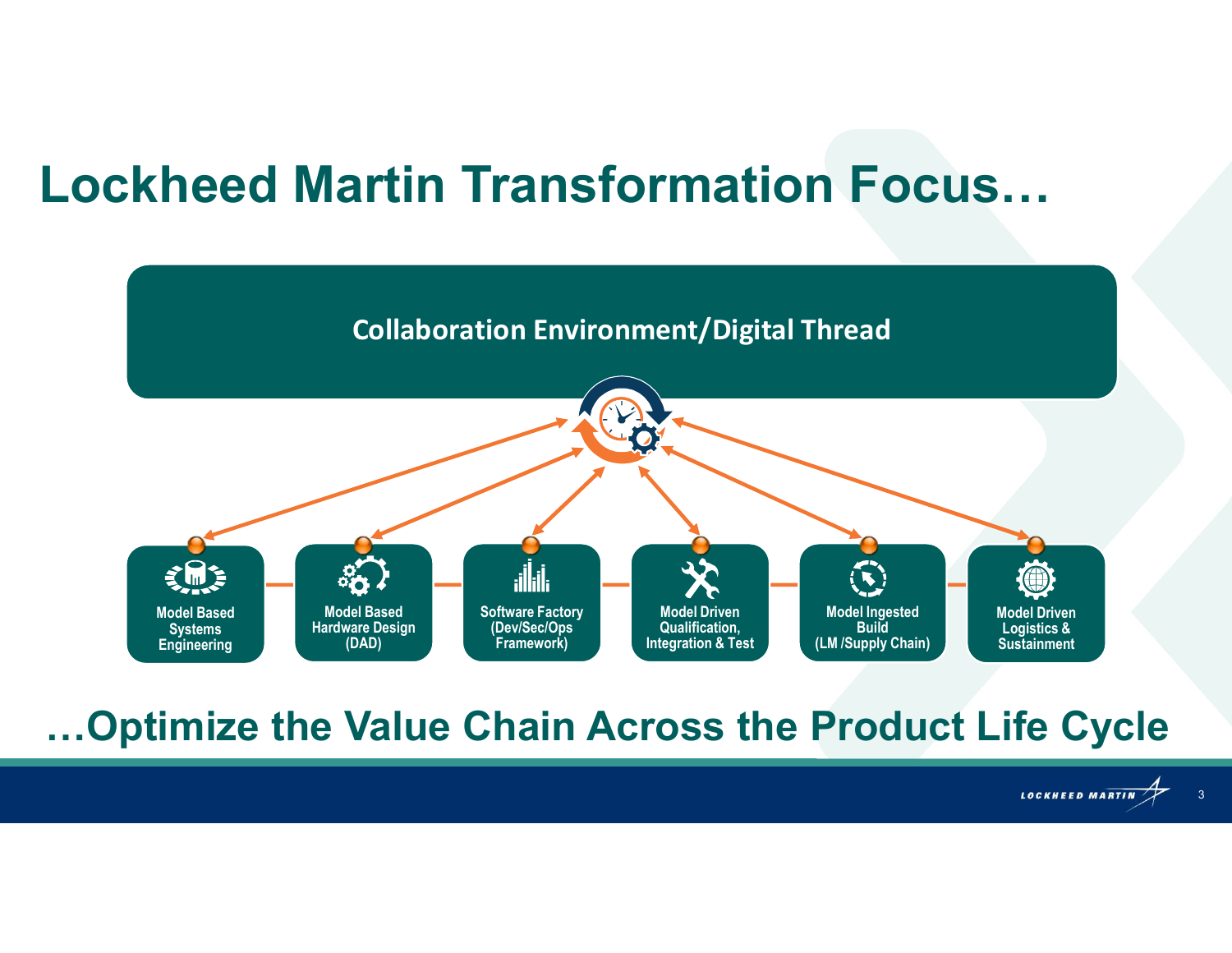# Lockheed Martin Transformation Focus…

**Collaboration Environment/Digital Thread**

- Model Based Systems Engineering
- Model Based Hardware Design (DAD)
- Software Factory (Dev/Sec/Ops Framework)
- Model Driven Qualification, Integration & Test
- Model Ingested Build (LM /Supply Chain)
- Model Driven Logistics & Sustainment

## …Optimize the Value Chain Across the Product Life Cycle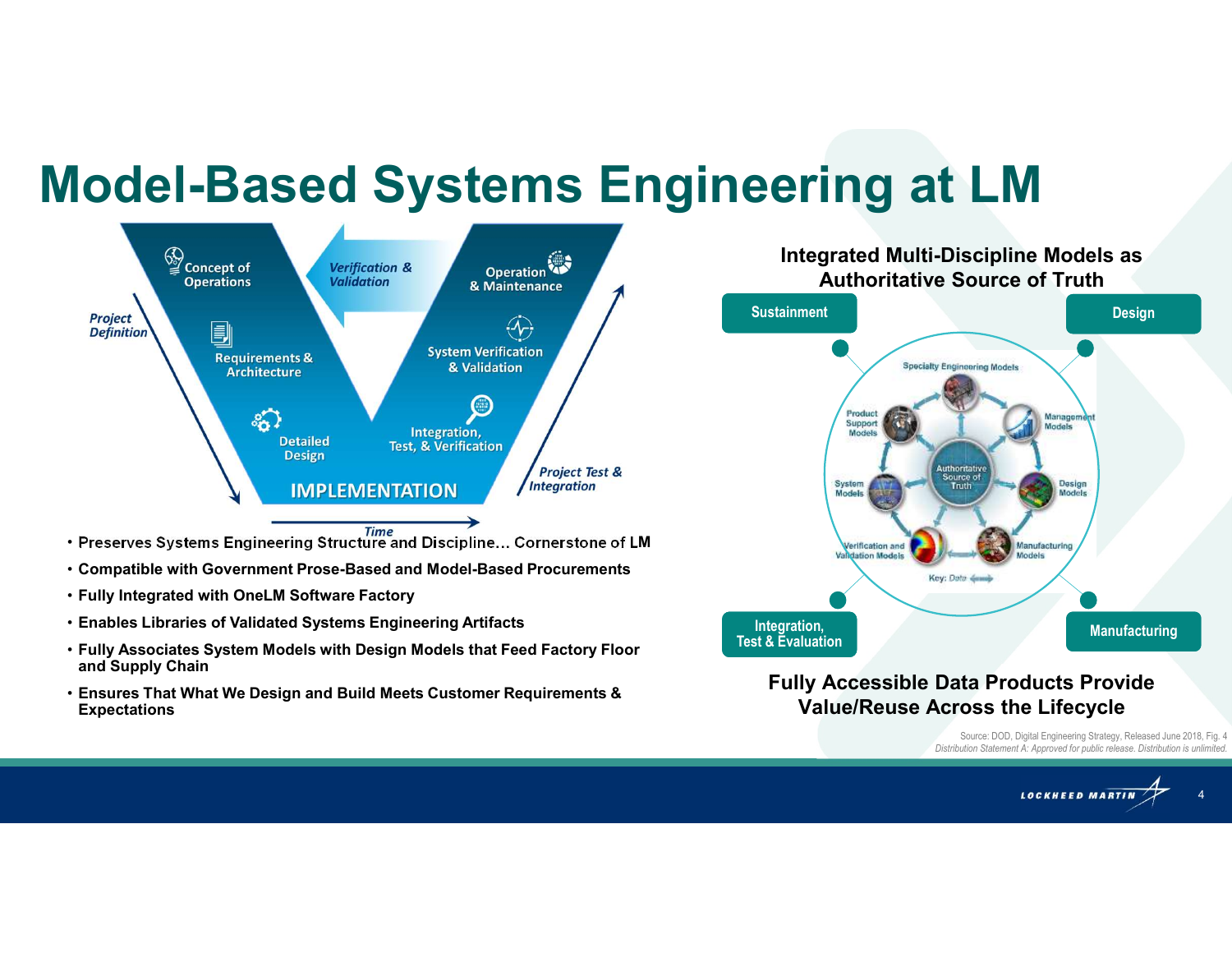# Model-Based Systems Engineering at LM

Concept of Operations

Verification & Validation

Operation & Maintenance

Project Definition

Requirements & Architecture

System Verification & Validation

Detailed Design

Integration, Test, & Verification

Project Test & Integration

IMPLEMENTATION

Time

- Preserves Systems Engineering Structure and Discipline… Cornerstone of LM
- Compatible with Government Prose-Based and Model-Based Procurements
- Fully Integrated with OneLM Software Factory
- Enables Libraries of Validated Systems Engineering Artifacts
- Fully Associates System Models with Design Models that Feed Factory Floor and Supply Chain
- Ensures That What We Design and Build Meets Customer Requirements & Expectations

**Integrated Multi-Discipline Models as Authoritative Source of Truth**

Sustainment

Design

Specialty Engineering Models

Product Support Models

Management Models

Authoritative Source of Truth

System Models

Design Models

Verification and Validation Models

Manufacturing Models

Key: Data

Integration, Test & Evaluation

Manufacturing

**Fully Accessible Data Products Provide Value/Reuse Across the Lifecycle**

Source: DOD, Digital Engineering Strategy, Released June 2018, Fig. 4

*Distribution Statement A: Approved for public release. Distribution is unlimited.*